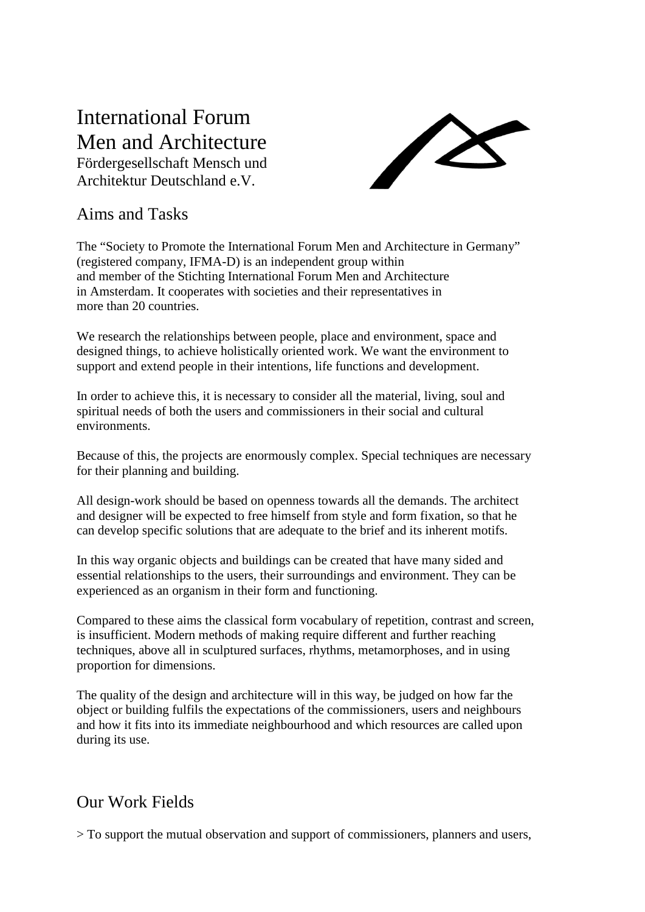# International Forum Men and Architecture

Fördergesellschaft Mensch und Architektur Deutschland e.V.

## Aims and Tasks

The "Society to Promote the International Forum Men and Architecture in Germany" (registered company, IFMA-D) is an independent group within and member of the Stichting International Forum Men and Architecture in Amsterdam. It cooperates with societies and their representatives in more than 20 countries.

We research the relationships between people, place and environment, space and designed things, to achieve holistically oriented work. We want the environment to support and extend people in their intentions, life functions and development.

In order to achieve this, it is necessary to consider all the material, living, soul and spiritual needs of both the users and commissioners in their social and cultural environments.

Because of this, the projects are enormously complex. Special techniques are necessary for their planning and building.

All design-work should be based on openness towards all the demands. The architect and designer will be expected to free himself from style and form fixation, so that he can develop specific solutions that are adequate to the brief and its inherent motifs.

In this way organic objects and buildings can be created that have many sided and essential relationships to the users, their surroundings and environment. They can be experienced as an organism in their form and functioning.

Compared to these aims the classical form vocabulary of repetition, contrast and screen, is insufficient. Modern methods of making require different and further reaching techniques, above all in sculptured surfaces, rhythms, metamorphoses, and in using proportion for dimensions.

The quality of the design and architecture will in this way, be judged on how far the object or building fulfils the expectations of the commissioners, users and neighbours and how it fits into its immediate neighbourhood and which resources are called upon during its use.

## Our Work Fields

> To support the mutual observation and support of commissioners, planners and users,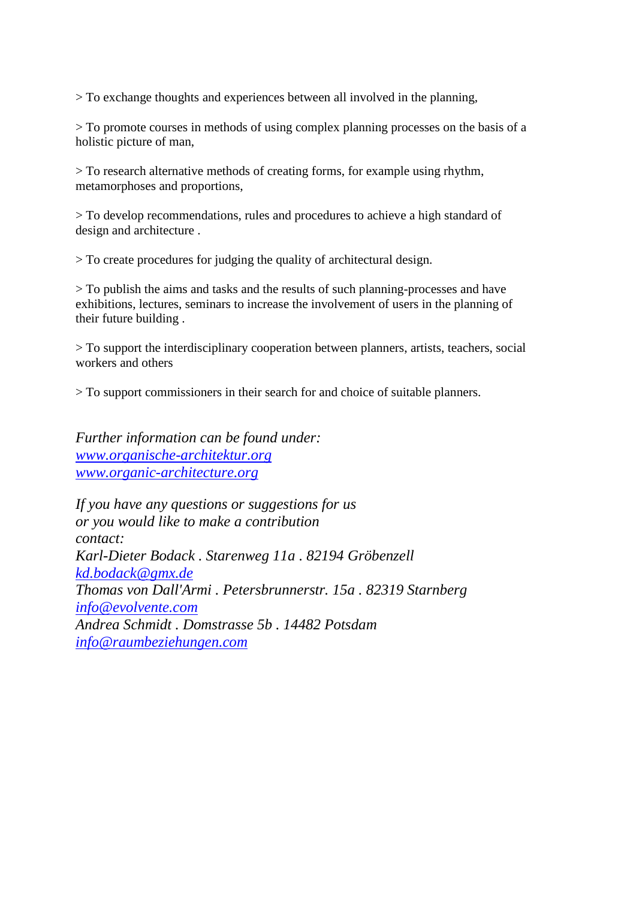> To exchange thoughts and experiences between all involved in the planning,

> To promote courses in methods of using complex planning processes on the basis of a holistic picture of man,

> To research alternative methods of creating forms, for example using rhythm, metamorphoses and proportions,

> To develop recommendations, rules and procedures to achieve a high standard of design and architecture .

> To create procedures for judging the quality of architectural design.

> To publish the aims and tasks and the results of such planning-processes and have exhibitions, lectures, seminars to increase the involvement of users in the planning of their future building .

> To support the interdisciplinary cooperation between planners, artists, teachers, social workers and others

> To support commissioners in their search for and choice of suitable planners.

*Further information can be found under:*
*www.organische-architektur.org*
*www.organic-architecture.org*

*If you have any questions or suggestions for us*
*or you would like to make a contribution*
*contact:*
*Karl-Dieter Bodack . Starenweg 11a . 82194 Gröbenzell*
*kd.bodack@gmx.de*
*Thomas von Dall'Armi . Petersbrunnerstr. 15a . 82319 Starnberg*
*info@evolvente.com*
*Andrea Schmidt . Domstrasse 5b . 14482 Potsdam*
*info@raumbeziehungen.com*